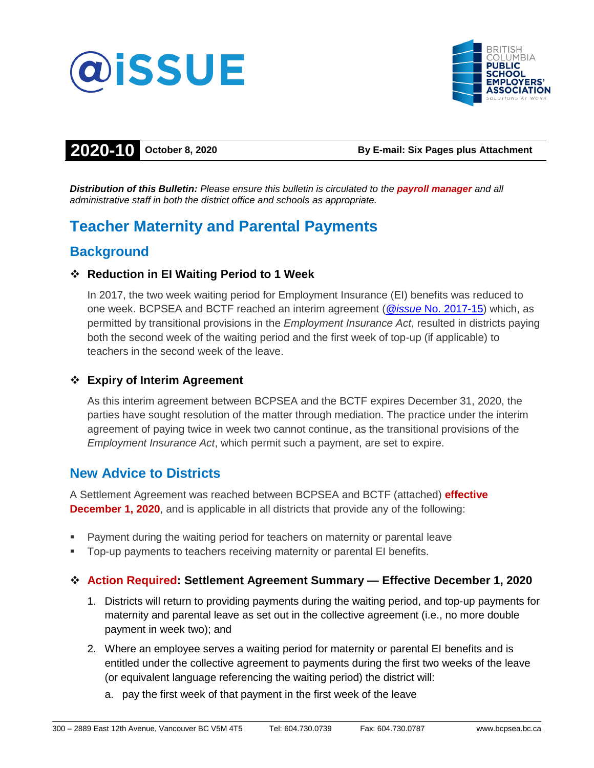# @iSSUE

BRITISH COLUMBIA PUBLIC SCHOOL EMPLOYERS' ASSOCIATION
SOLUTIONS AT WORK

**2020-10** **October 8, 2020** **By E-mail: Six Pages plus Attachment**

***Distribution of this Bulletin:*** *Please ensure this bulletin is circulated to the* ***payroll manager*** *and all administrative staff in both the district office and schools as appropriate.*

# Teacher Maternity and Parental Payments

## Background

### ❖ Reduction in EI Waiting Period to 1 Week

In 2017, the two week waiting period for Employment Insurance (EI) benefits was reduced to one week. BCPSEA and BCTF reached an interim agreement (*@issue* No. 2017-15) which, as permitted by transitional provisions in the *Employment Insurance Act*, resulted in districts paying both the second week of the waiting period and the first week of top-up (if applicable) to teachers in the second week of the leave.

### ❖ Expiry of Interim Agreement

As this interim agreement between BCPSEA and the BCTF expires December 31, 2020, the parties have sought resolution of the matter through mediation. The practice under the interim agreement of paying twice in week two cannot continue, as the transitional provisions of the *Employment Insurance Act*, which permit such a payment, are set to expire.

## New Advice to Districts

A Settlement Agreement was reached between BCPSEA and BCTF (attached) **effective December 1, 2020**, and is applicable in all districts that provide any of the following:

- Payment during the waiting period for teachers on maternity or parental leave
- Top-up payments to teachers receiving maternity or parental EI benefits.

### ❖ Action Required: Settlement Agreement Summary — Effective December 1, 2020

1. Districts will return to providing payments during the waiting period, and top-up payments for maternity and parental leave as set out in the collective agreement (i.e., no more double payment in week two); and
2. Where an employee serves a waiting period for maternity or parental EI benefits and is entitled under the collective agreement to payments during the first two weeks of the leave (or equivalent language referencing the waiting period) the district will:
   a. pay the first week of that payment in the first week of the leave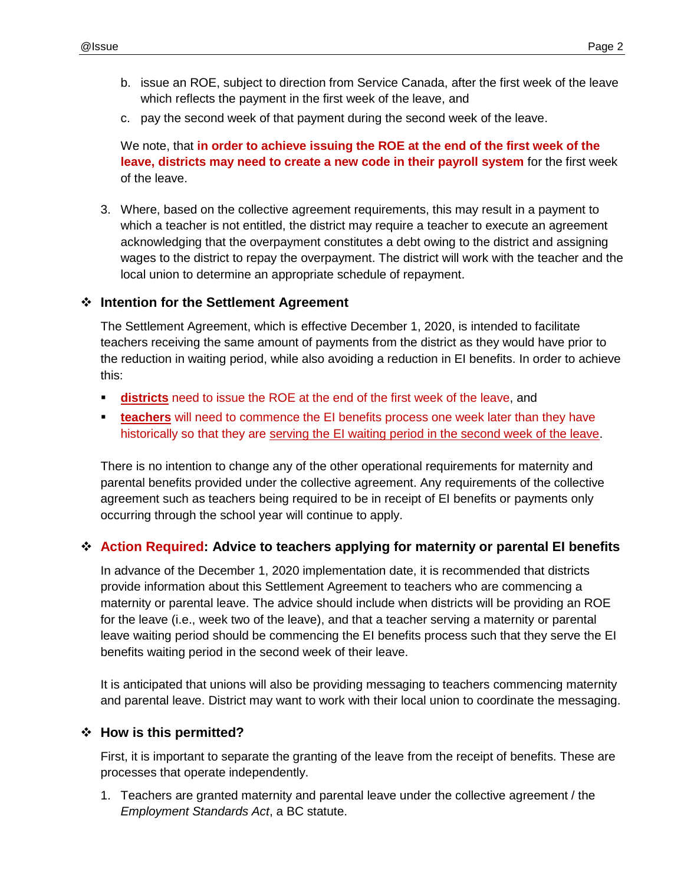b. issue an ROE, subject to direction from Service Canada, after the first week of the leave which reflects the payment in the first week of the leave, and
c. pay the second week of that payment during the second week of the leave.

We note, that **in order to achieve issuing the ROE at the end of the first week of the leave, districts may need to create a new code in their payroll system** for the first week of the leave.

3. Where, based on the collective agreement requirements, this may result in a payment to which a teacher is not entitled, the district may require a teacher to execute an agreement acknowledging that the overpayment constitutes a debt owing to the district and assigning wages to the district to repay the overpayment. The district will work with the teacher and the local union to determine an appropriate schedule of repayment.

## Intention for the Settlement Agreement

The Settlement Agreement, which is effective December 1, 2020, is intended to facilitate teachers receiving the same amount of payments from the district as they would have prior to the reduction in waiting period, while also avoiding a reduction in EI benefits. In order to achieve this:

- **districts** need to issue the ROE at the end of the first week of the leave, and
- **teachers** will need to commence the EI benefits process one week later than they have historically so that they are serving the EI waiting period in the second week of the leave.

There is no intention to change any of the other operational requirements for maternity and parental benefits provided under the collective agreement. Any requirements of the collective agreement such as teachers being required to be in receipt of EI benefits or payments only occurring through the school year will continue to apply.

## Action Required: Advice to teachers applying for maternity or parental EI benefits

In advance of the December 1, 2020 implementation date, it is recommended that districts provide information about this Settlement Agreement to teachers who are commencing a maternity or parental leave. The advice should include when districts will be providing an ROE for the leave (i.e., week two of the leave), and that a teacher serving a maternity or parental leave waiting period should be commencing the EI benefits process such that they serve the EI benefits waiting period in the second week of their leave.

It is anticipated that unions will also be providing messaging to teachers commencing maternity and parental leave. District may want to work with their local union to coordinate the messaging.

## How is this permitted?

First, it is important to separate the granting of the leave from the receipt of benefits. These are processes that operate independently.

1. Teachers are granted maternity and parental leave under the collective agreement / the *Employment Standards Act*, a BC statute.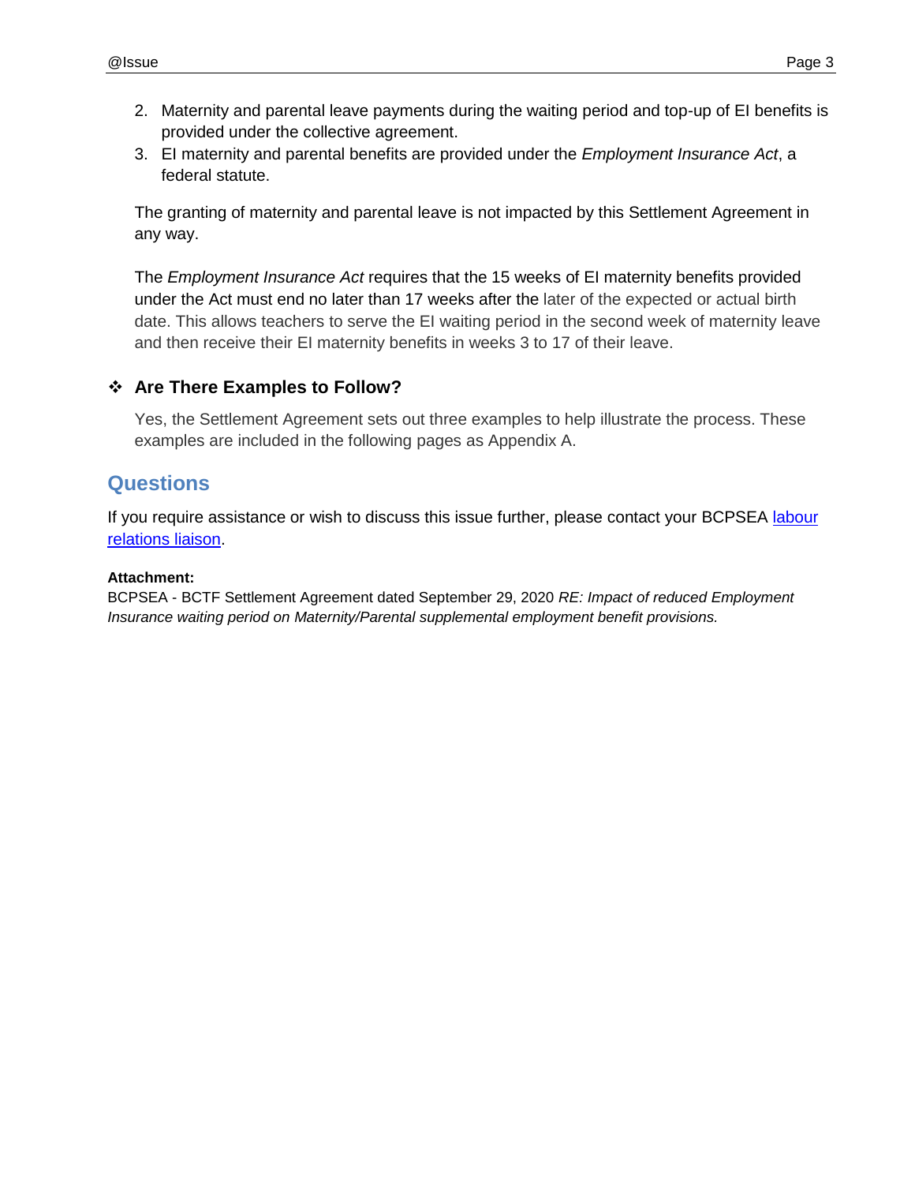2. Maternity and parental leave payments during the waiting period and top-up of EI benefits is provided under the collective agreement.
3. EI maternity and parental benefits are provided under the *Employment Insurance Act*, a federal statute.

The granting of maternity and parental leave is not impacted by this Settlement Agreement in any way.

The *Employment Insurance Act* requires that the 15 weeks of EI maternity benefits provided under the Act must end no later than 17 weeks after the later of the expected or actual birth date. This allows teachers to serve the EI waiting period in the second week of maternity leave and then receive their EI maternity benefits in weeks 3 to 17 of their leave.

### ❖ Are There Examples to Follow?

Yes, the Settlement Agreement sets out three examples to help illustrate the process. These examples are included in the following pages as Appendix A.

## Questions

If you require assistance or wish to discuss this issue further, please contact your BCPSEA labour relations liaison.

**Attachment:**
BCPSEA - BCTF Settlement Agreement dated September 29, 2020 *RE: Impact of reduced Employment Insurance waiting period on Maternity/Parental supplemental employment benefit provisions.*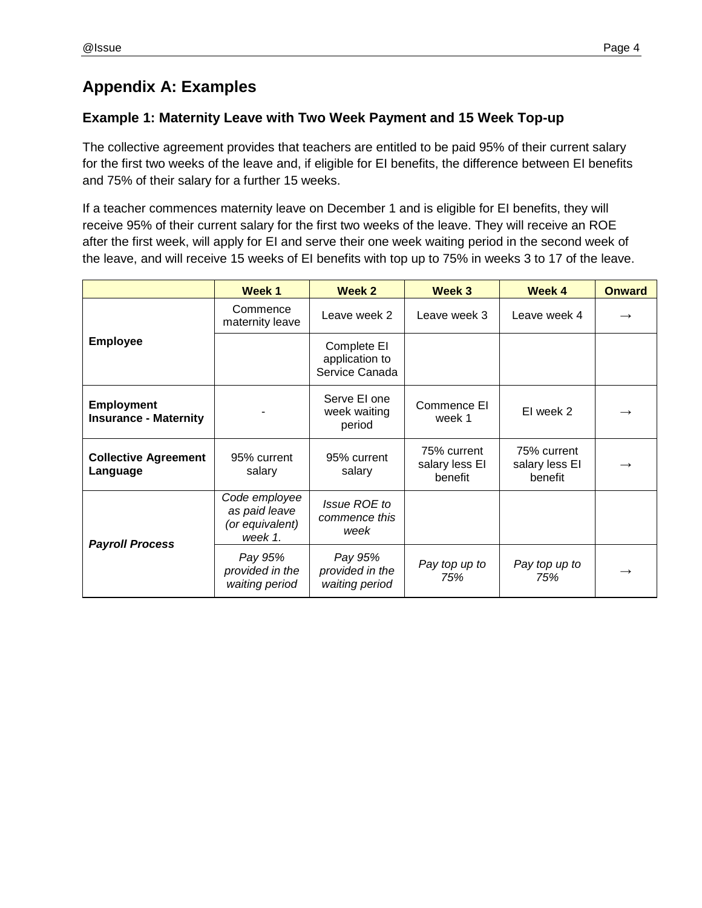## Appendix A: Examples

### Example 1: Maternity Leave with Two Week Payment and 15 Week Top-up

The collective agreement provides that teachers are entitled to be paid 95% of their current salary for the first two weeks of the leave and, if eligible for EI benefits, the difference between EI benefits and 75% of their salary for a further 15 weeks.

If a teacher commences maternity leave on December 1 and is eligible for EI benefits, they will receive 95% of their current salary for the first two weeks of the leave. They will receive an ROE after the first week, will apply for EI and serve their one week waiting period in the second week of the leave, and will receive 15 weeks of EI benefits with top up to 75% in weeks 3 to 17 of the leave.

| | Week 1 | Week 2 | Week 3 | Week 4 | Onward |
|---|---|---|---|---|---|
| **Employee** | Commence maternity leave | Leave week 2 | Leave week 3 | Leave week 4 | → |
| | | Complete EI application to Service Canada | | | |
| **Employment Insurance - Maternity** | - | Serve EI one week waiting period | Commence EI week 1 | EI week 2 | → |
| **Collective Agreement Language** | 95% current salary | 95% current salary | 75% current salary less EI benefit | 75% current salary less EI benefit | → |
| ***Payroll Process*** | *Code employee as paid leave (or equivalent) week 1.* | *Issue ROE to commence this week* | | | |
| | *Pay 95% provided in the waiting period* | *Pay 95% provided in the waiting period* | *Pay top up to 75%* | *Pay top up to 75%* | → |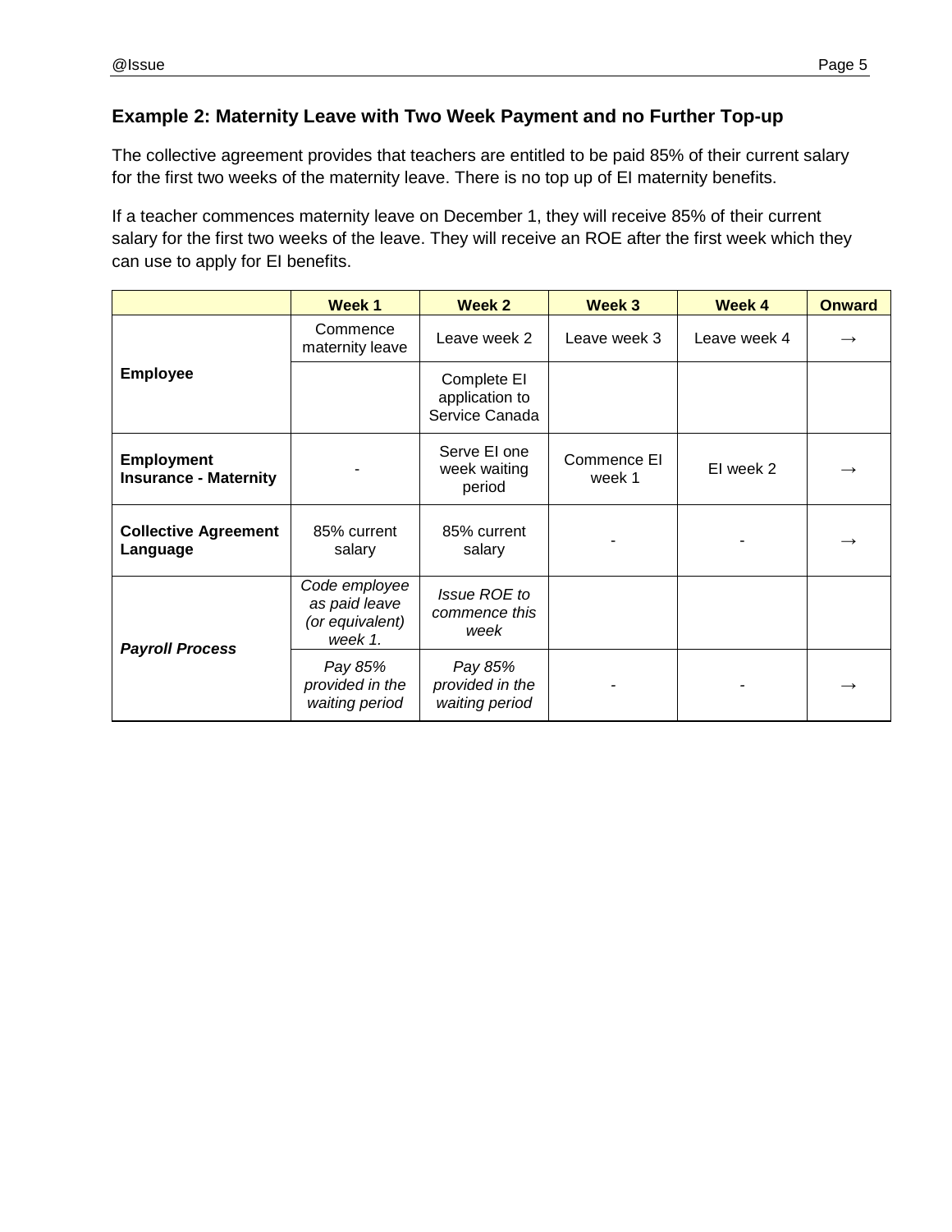### Example 2: Maternity Leave with Two Week Payment and no Further Top-up

The collective agreement provides that teachers are entitled to be paid 85% of their current salary for the first two weeks of the maternity leave. There is no top up of EI maternity benefits.

If a teacher commences maternity leave on December 1, they will receive 85% of their current salary for the first two weeks of the leave. They will receive an ROE after the first week which they can use to apply for EI benefits.

| | Week 1 | Week 2 | Week 3 | Week 4 | Onward |
|---|---|---|---|---|---|
| **Employee** | Commence maternity leave | Leave week 2 | Leave week 3 | Leave week 4 | → |
| | | Complete EI application to Service Canada | | | |
| **Employment Insurance - Maternity** | - | Serve EI one week waiting period | Commence EI week 1 | EI week 2 | → |
| **Collective Agreement Language** | 85% current salary | 85% current salary | - | - | → |
| ***Payroll Process*** | *Code employee as paid leave (or equivalent) week 1.* | *Issue ROE to commence this week* | | | |
| | *Pay 85% provided in the waiting period* | *Pay 85% provided in the waiting period* | - | - | → |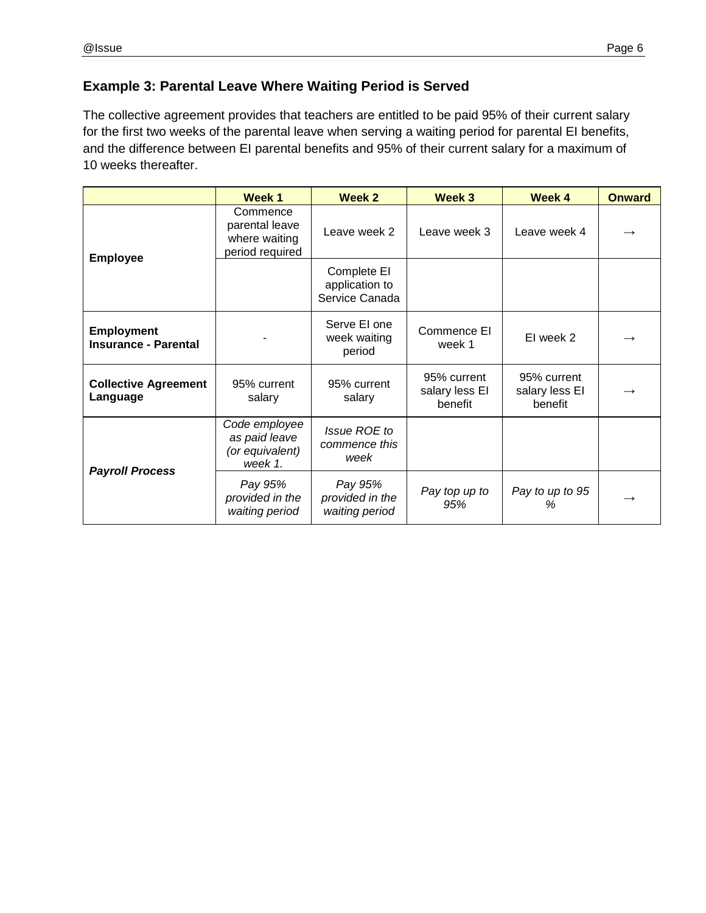### Example 3: Parental Leave Where Waiting Period is Served

The collective agreement provides that teachers are entitled to be paid 95% of their current salary for the first two weeks of the parental leave when serving a waiting period for parental EI benefits, and the difference between EI parental benefits and 95% of their current salary for a maximum of 10 weeks thereafter.

| | Week 1 | Week 2 | Week 3 | Week 4 | Onward |
|---|---|---|---|---|---|
| **Employee** | Commence parental leave where waiting period required | Leave week 2 | Leave week 3 | Leave week 4 | → |
| | | Complete EI application to Service Canada | | | |
| **Employment Insurance - Parental** | - | Serve EI one week waiting period | Commence EI week 1 | EI week 2 | → |
| **Collective Agreement Language** | 95% current salary | 95% current salary | 95% current salary less EI benefit | 95% current salary less EI benefit | → |
| ***Payroll Process*** | *Code employee as paid leave (or equivalent) week 1.* | *Issue ROE to commence this week* | | | |
| | *Pay 95% provided in the waiting period* | *Pay 95% provided in the waiting period* | *Pay top up to 95%* | *Pay to up to 95 %* | → |